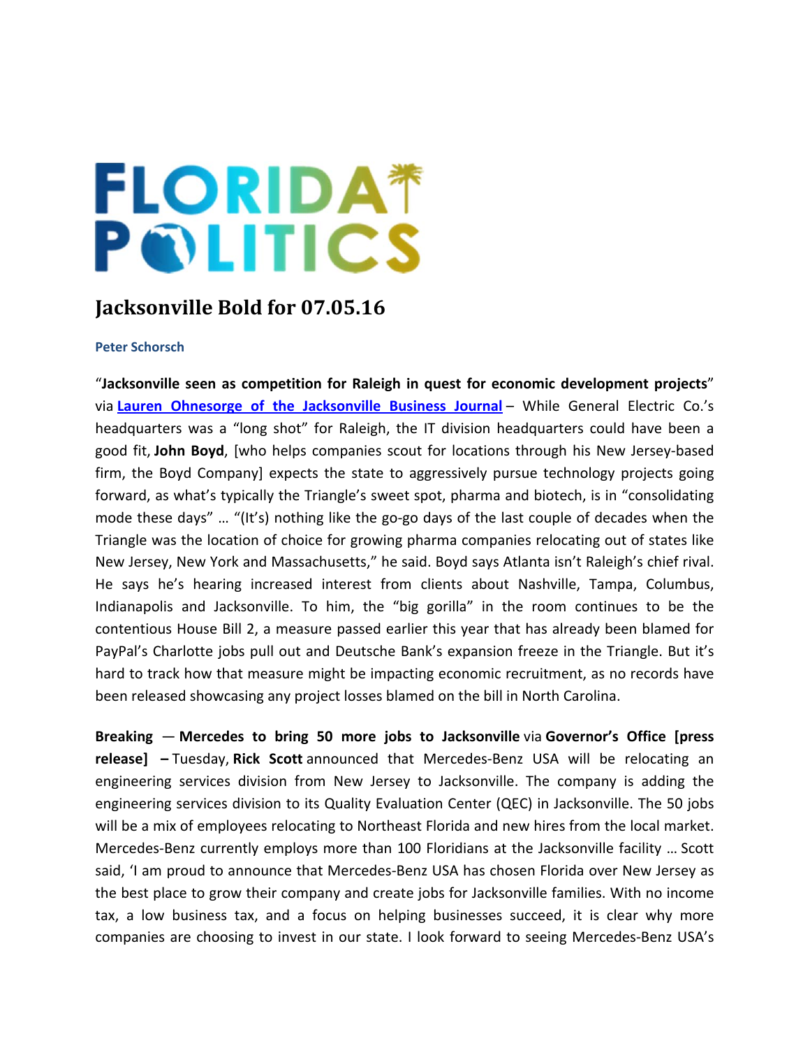FLORIDA POLITICS

# Jacksonville Bold for 07.05.16

**Peter Schorsch**

"**Jacksonville seen as competition for Raleigh in quest for economic development projects**" via **Lauren Ohnesorge of the Jacksonville Business Journal** – While General Electric Co.'s headquarters was a "long shot" for Raleigh, the IT division headquarters could have been a good fit, **John Boyd**, [who helps companies scout for locations through his New Jersey-based firm, the Boyd Company] expects the state to aggressively pursue technology projects going forward, as what's typically the Triangle's sweet spot, pharma and biotech, is in "consolidating mode these days" … "(It's) nothing like the go-go days of the last couple of decades when the Triangle was the location of choice for growing pharma companies relocating out of states like New Jersey, New York and Massachusetts," he said. Boyd says Atlanta isn't Raleigh's chief rival. He says he's hearing increased interest from clients about Nashville, Tampa, Columbus, Indianapolis and Jacksonville. To him, the "big gorilla" in the room continues to be the contentious House Bill 2, a measure passed earlier this year that has already been blamed for PayPal's Charlotte jobs pull out and Deutsche Bank's expansion freeze in the Triangle. But it's hard to track how that measure might be impacting economic recruitment, as no records have been released showcasing any project losses blamed on the bill in North Carolina.

**Breaking** — **Mercedes to bring 50 more jobs to Jacksonville** via **Governor's Office [press release]** – Tuesday, **Rick Scott** announced that Mercedes-Benz USA will be relocating an engineering services division from New Jersey to Jacksonville. The company is adding the engineering services division to its Quality Evaluation Center (QEC) in Jacksonville. The 50 jobs will be a mix of employees relocating to Northeast Florida and new hires from the local market. Mercedes-Benz currently employs more than 100 Floridians at the Jacksonville facility … Scott said, 'I am proud to announce that Mercedes-Benz USA has chosen Florida over New Jersey as the best place to grow their company and create jobs for Jacksonville families. With no income tax, a low business tax, and a focus on helping businesses succeed, it is clear why more companies are choosing to invest in our state. I look forward to seeing Mercedes-Benz USA's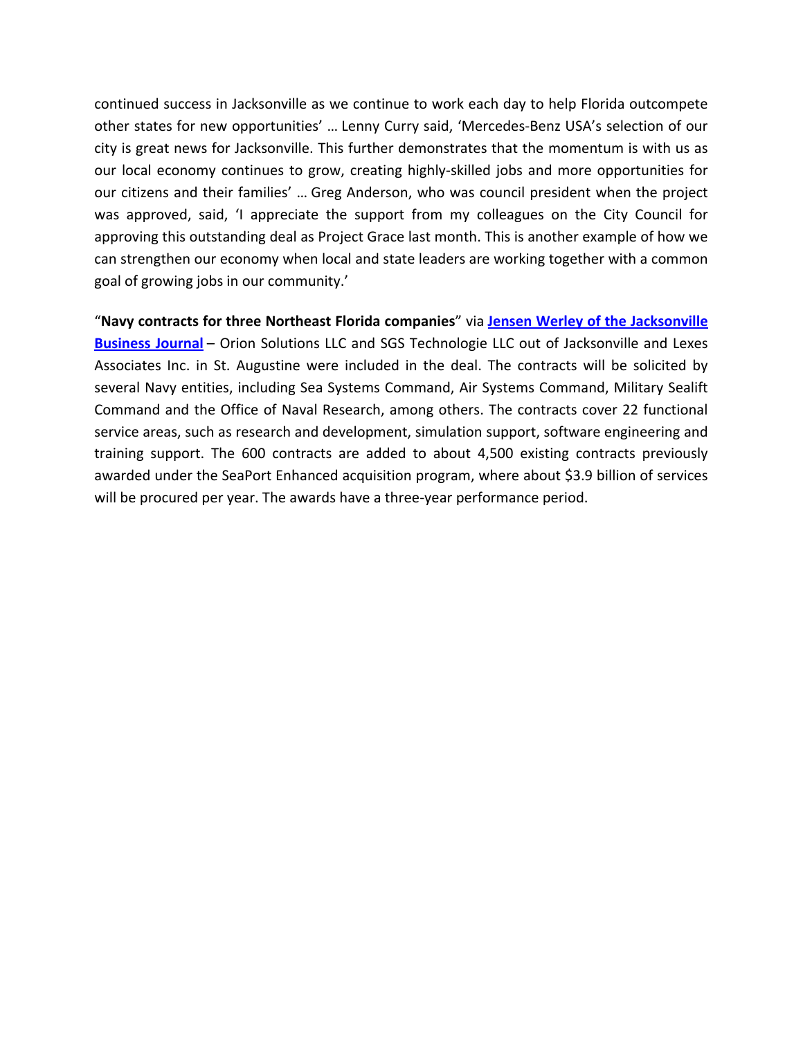continued success in Jacksonville as we continue to work each day to help Florida outcompete other states for new opportunities' … Lenny Curry said, 'Mercedes-Benz USA's selection of our city is great news for Jacksonville. This further demonstrates that the momentum is with us as our local economy continues to grow, creating highly-skilled jobs and more opportunities for our citizens and their families' … Greg Anderson, who was council president when the project was approved, said, 'I appreciate the support from my colleagues on the City Council for approving this outstanding deal as Project Grace last month. This is another example of how we can strengthen our economy when local and state leaders are working together with a common goal of growing jobs in our community.'

"**Navy contracts for three Northeast Florida companies**" via **Jensen Werley of the Jacksonville Business Journal** – Orion Solutions LLC and SGS Technologie LLC out of Jacksonville and Lexes Associates Inc. in St. Augustine were included in the deal. The contracts will be solicited by several Navy entities, including Sea Systems Command, Air Systems Command, Military Sealift Command and the Office of Naval Research, among others. The contracts cover 22 functional service areas, such as research and development, simulation support, software engineering and training support. The 600 contracts are added to about 4,500 existing contracts previously awarded under the SeaPort Enhanced acquisition program, where about $3.9 billion of services will be procured per year. The awards have a three-year performance period.